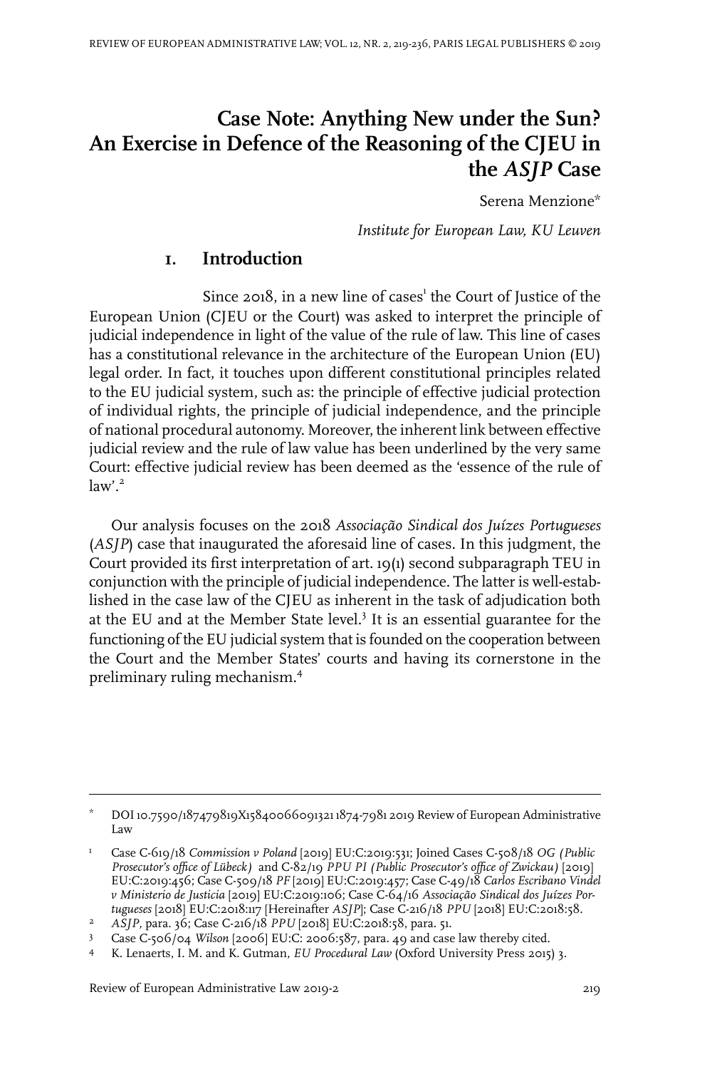# Case Note: Anything New under the Sun? An Exercise in Defence of the Reasoning of the CJEU in the *ASJP* Case

Serena Menzione*

*Institute for European Law, KU Leuven*

## 1. Introduction

Since 2018, in a new line of cases[1] the Court of Justice of the European Union (CJEU or the Court) was asked to interpret the principle of judicial independence in light of the value of the rule of law. This line of cases has a constitutional relevance in the architecture of the European Union (EU) legal order. In fact, it touches upon different constitutional principles related to the EU judicial system, such as: the principle of effective judicial protection of individual rights, the principle of judicial independence, and the principle of national procedural autonomy. Moreover, the inherent link between effective judicial review and the rule of law value has been underlined by the very same Court: effective judicial review has been deemed as the 'essence of the rule of law'.[2]

Our analysis focuses on the 2018 *Associação Sindical dos Juízes Portugueses* (*ASJP*) case that inaugurated the aforesaid line of cases. In this judgment, the Court provided its first interpretation of art. 19(1) second subparagraph TEU in conjunction with the principle of judicial independence. The latter is well-established in the case law of the CJEU as inherent in the task of adjudication both at the EU and at the Member State level.[3] It is an essential guarantee for the functioning of the EU judicial system that is founded on the cooperation between the Court and the Member States' courts and having its cornerstone in the preliminary ruling mechanism.[4]

---

\* DOI 10.7590/187479819X15840066091321 1874-7981 2019 Review of European Administrative Law

1 Case C-619/18 *Commission v Poland* [2019] EU:C:2019:531; Joined Cases C-508/18 *OG (Public Prosecutor's office of Lübeck)* and C-82/19 *PPU PI (Public Prosecutor's office of Zwickau)* [2019] EU:C:2019:456; Case C-509/18 *PF* [2019] EU:C:2019:457; Case C-49/18 *Carlos Escribano Vindel v Ministerio de Justicia* [2019] EU:C:2019:106; Case C-64/16 *Associação Sindical dos Juízes Portugueses* [2018] EU:C:2018:117 [Hereinafter *ASJP*]; Case C-216/18 *PPU* [2018] EU:C:2018:58.

2 *ASJP*, para. 36; Case C-216/18 *PPU* [2018] EU:C:2018:58, para. 51.

3 Case C-506/04 *Wilson* [2006] EU:C: 2006:587, para. 49 and case law thereby cited.

4 K. Lenaerts, I. M. and K. Gutman, *EU Procedural Law* (Oxford University Press 2015) 3.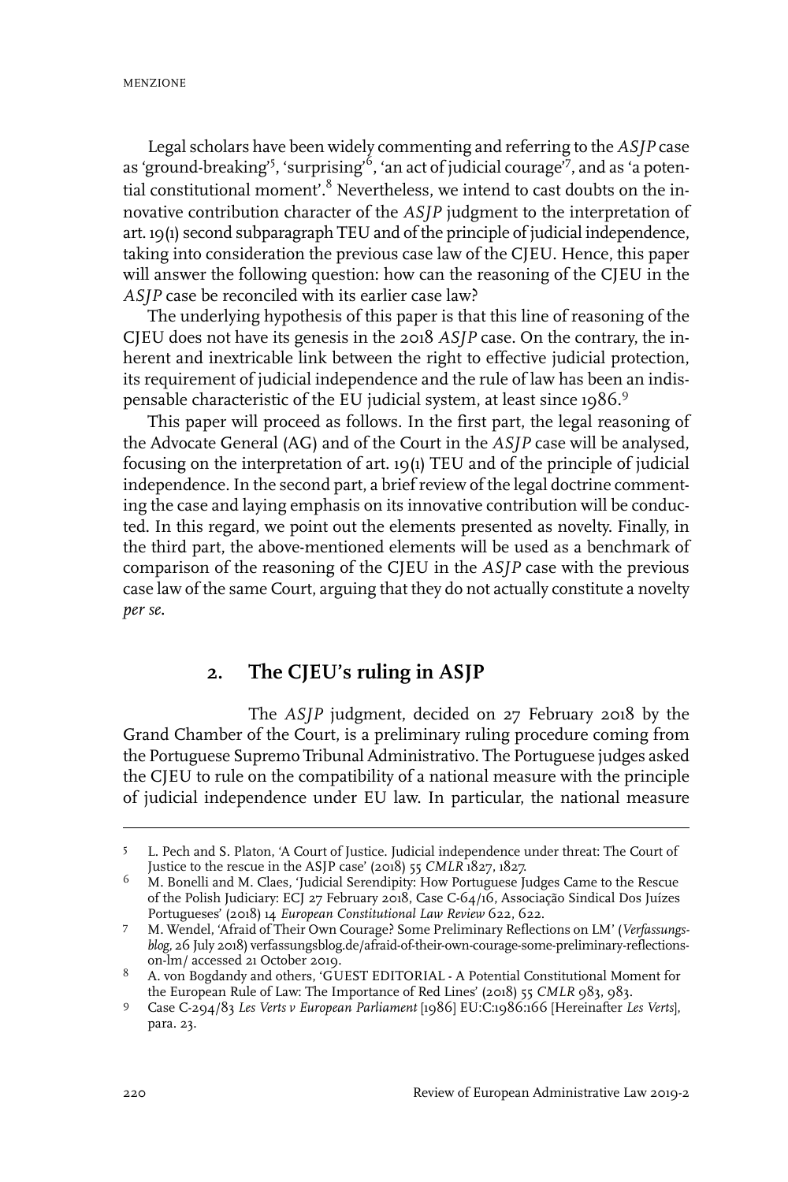Legal scholars have been widely commenting and referring to the *ASJP* case as 'ground-breaking'[5], 'surprising'[6], 'an act of judicial courage'[7], and as 'a potential constitutional moment'.[8] Nevertheless, we intend to cast doubts on the innovative contribution character of the *ASJP* judgment to the interpretation of art. 19(1) second subparagraph TEU and of the principle of judicial independence, taking into consideration the previous case law of the CJEU. Hence, this paper will answer the following question: how can the reasoning of the CJEU in the *ASJP* case be reconciled with its earlier case law?

The underlying hypothesis of this paper is that this line of reasoning of the CJEU does not have its genesis in the 2018 *ASJP* case. On the contrary, the inherent and inextricable link between the right to effective judicial protection, its requirement of judicial independence and the rule of law has been an indispensable characteristic of the EU judicial system, at least since 1986.[9]

This paper will proceed as follows. In the first part, the legal reasoning of the Advocate General (AG) and of the Court in the *ASJP* case will be analysed, focusing on the interpretation of art. 19(1) TEU and of the principle of judicial independence. In the second part, a brief review of the legal doctrine commenting the case and laying emphasis on its innovative contribution will be conducted. In this regard, we point out the elements presented as novelty. Finally, in the third part, the above-mentioned elements will be used as a benchmark of comparison of the reasoning of the CJEU in the *ASJP* case with the previous case law of the same Court, arguing that they do not actually constitute a novelty *per se*.

## 2. The CJEU's ruling in ASJP

The *ASJP* judgment, decided on 27 February 2018 by the Grand Chamber of the Court, is a preliminary ruling procedure coming from the Portuguese Supremo Tribunal Administrativo. The Portuguese judges asked the CJEU to rule on the compatibility of a national measure with the principle of judicial independence under EU law. In particular, the national measure

---

5 L. Pech and S. Platon, 'A Court of Justice. Judicial independence under threat: The Court of Justice to the rescue in the ASJP case' (2018) 55 *CMLR* 1827, 1827.

6 M. Bonelli and M. Claes, 'Judicial Serendipity: How Portuguese Judges Came to the Rescue of the Polish Judiciary: ECJ 27 February 2018, Case C-64/16, Associação Sindical Dos Juízes Portugueses' (2018) 14 *European Constitutional Law Review* 622, 622.

7 M. Wendel, 'Afraid of Their Own Courage? Some Preliminary Reflections on LM' (*Verfassungsblog*, 26 July 2018) verfassungsblog.de/afraid-of-their-own-courage-some-preliminary-reflections-on-lm/ accessed 21 October 2019.

8 A. von Bogdandy and others, 'GUEST EDITORIAL - A Potential Constitutional Moment for the European Rule of Law: The Importance of Red Lines' (2018) 55 *CMLR* 983, 983.

9 Case C-294/83 *Les Verts v European Parliament* [1986] EU:C:1986:166 [Hereinafter *Les Verts*], para. 23.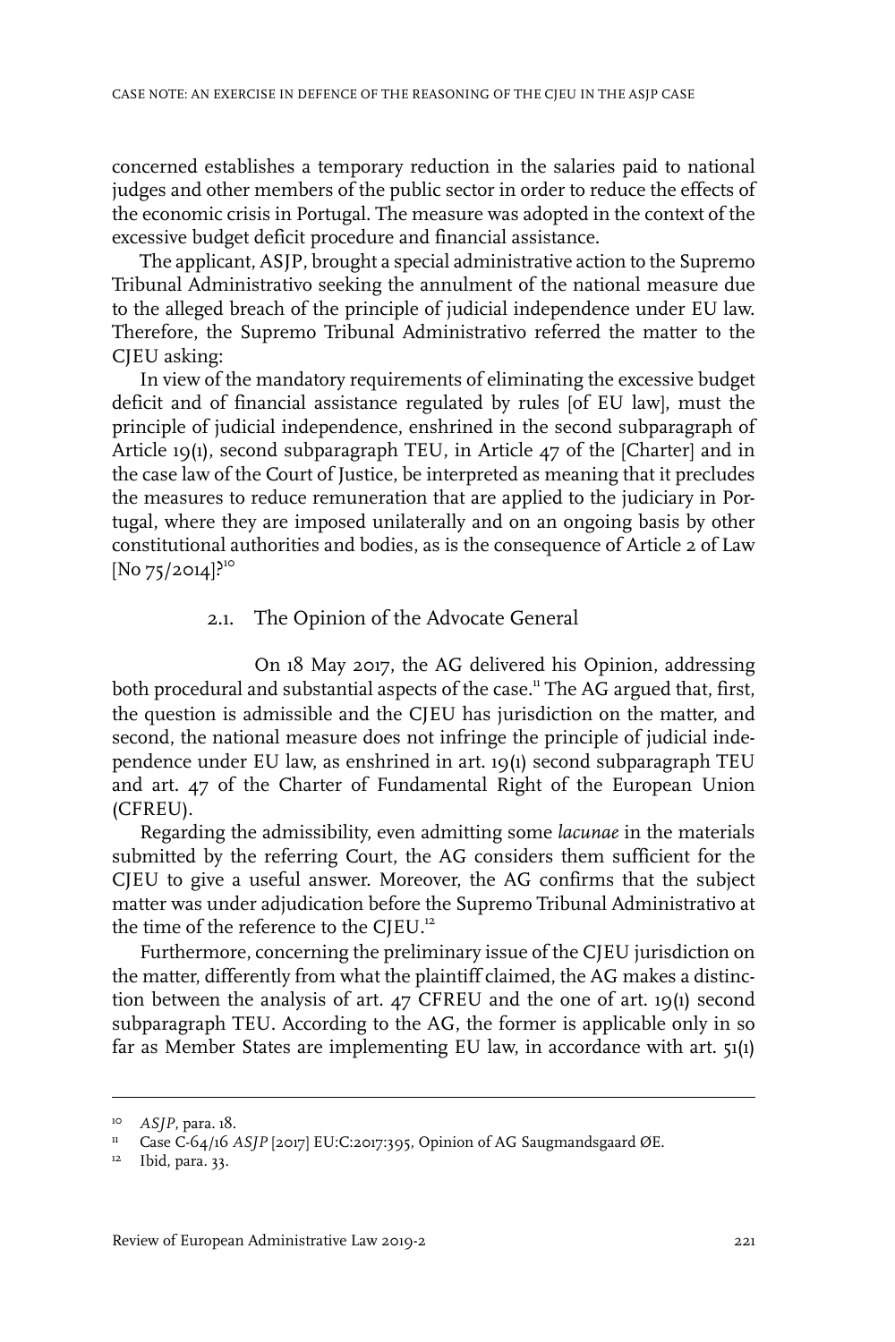concerned establishes a temporary reduction in the salaries paid to national judges and other members of the public sector in order to reduce the effects of the economic crisis in Portugal. The measure was adopted in the context of the excessive budget deficit procedure and financial assistance.

The applicant, ASJP, brought a special administrative action to the Supremo Tribunal Administrativo seeking the annulment of the national measure due to the alleged breach of the principle of judicial independence under EU law. Therefore, the Supremo Tribunal Administrativo referred the matter to the CJEU asking:

In view of the mandatory requirements of eliminating the excessive budget deficit and of financial assistance regulated by rules [of EU law], must the principle of judicial independence, enshrined in the second subparagraph of Article 19(1), second subparagraph TEU, in Article 47 of the [Charter] and in the case law of the Court of Justice, be interpreted as meaning that it precludes the measures to reduce remuneration that are applied to the judiciary in Portugal, where they are imposed unilaterally and on an ongoing basis by other constitutional authorities and bodies, as is the consequence of Article 2 of Law [No 75/2014]?[10]

### 2.1. The Opinion of the Advocate General

On 18 May 2017, the AG delivered his Opinion, addressing both procedural and substantial aspects of the case.[11] The AG argued that, first, the question is admissible and the CJEU has jurisdiction on the matter, and second, the national measure does not infringe the principle of judicial independence under EU law, as enshrined in art. 19(1) second subparagraph TEU and art. 47 of the Charter of Fundamental Right of the European Union (CFREU).

Regarding the admissibility, even admitting some *lacunae* in the materials submitted by the referring Court, the AG considers them sufficient for the CJEU to give a useful answer. Moreover, the AG confirms that the subject matter was under adjudication before the Supremo Tribunal Administrativo at the time of the reference to the CJEU.[12]

Furthermore, concerning the preliminary issue of the CJEU jurisdiction on the matter, differently from what the plaintiff claimed, the AG makes a distinction between the analysis of art. 47 CFREU and the one of art. 19(1) second subparagraph TEU. According to the AG, the former is applicable only in so far as Member States are implementing EU law, in accordance with art. 51(1)

---

[10] *ASJP*, para. 18.

[11] Case C-64/16 *ASJP* [2017] EU:C:2017:395, Opinion of AG Saugmandsgaard ØE.

[12] Ibid, para. 33.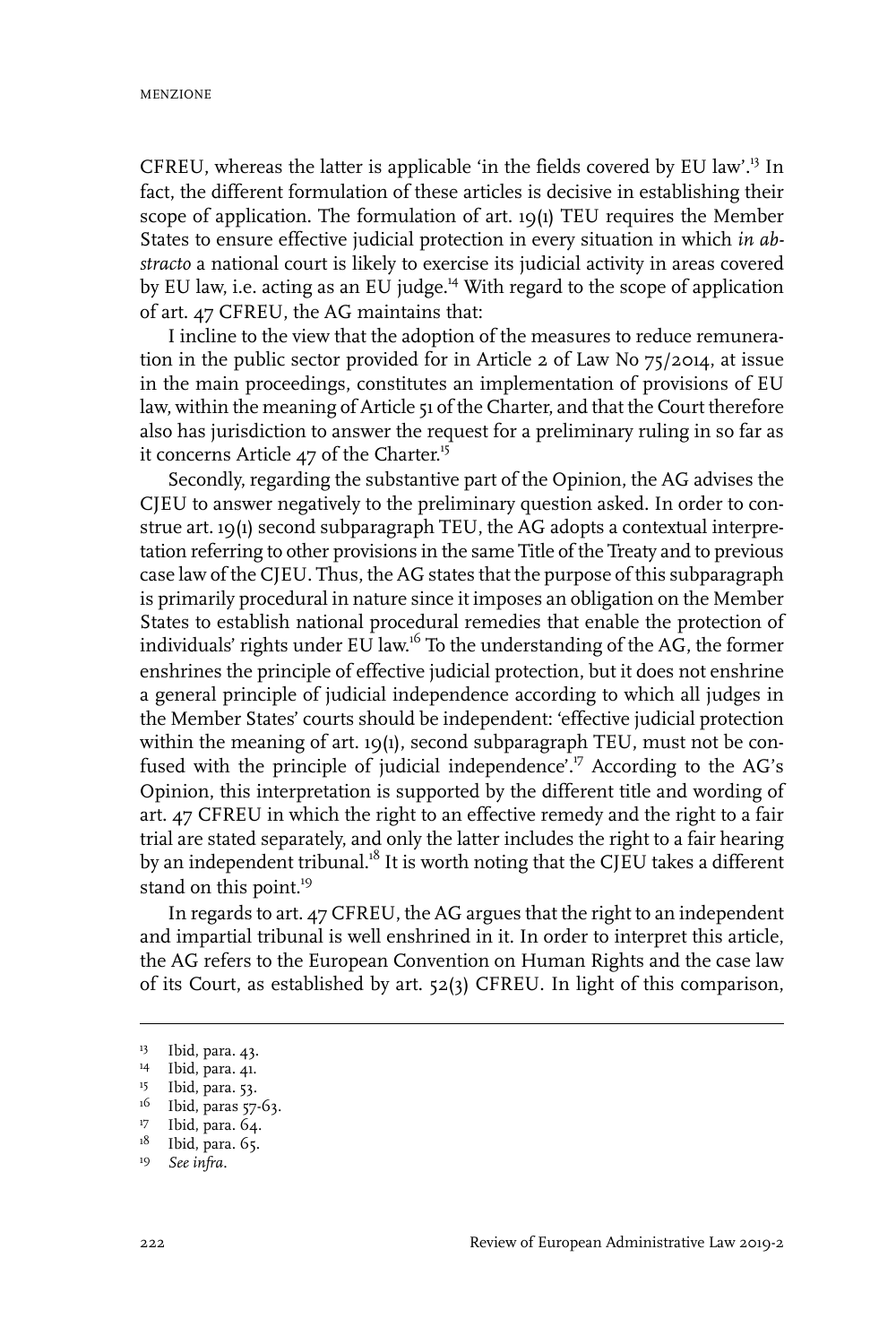CFREU, whereas the latter is applicable 'in the fields covered by EU law'.[13] In fact, the different formulation of these articles is decisive in establishing their scope of application. The formulation of art. 19(1) TEU requires the Member States to ensure effective judicial protection in every situation in which *in abstracto* a national court is likely to exercise its judicial activity in areas covered by EU law, i.e. acting as an EU judge.[14] With regard to the scope of application of art. 47 CFREU, the AG maintains that:

I incline to the view that the adoption of the measures to reduce remuneration in the public sector provided for in Article 2 of Law No 75/2014, at issue in the main proceedings, constitutes an implementation of provisions of EU law, within the meaning of Article 51 of the Charter, and that the Court therefore also has jurisdiction to answer the request for a preliminary ruling in so far as it concerns Article 47 of the Charter.[15]

Secondly, regarding the substantive part of the Opinion, the AG advises the CJEU to answer negatively to the preliminary question asked. In order to construe art. 19(1) second subparagraph TEU, the AG adopts a contextual interpretation referring to other provisions in the same Title of the Treaty and to previous case law of the CJEU. Thus, the AG states that the purpose of this subparagraph is primarily procedural in nature since it imposes an obligation on the Member States to establish national procedural remedies that enable the protection of individuals' rights under EU law.[16] To the understanding of the AG, the former enshrines the principle of effective judicial protection, but it does not enshrine a general principle of judicial independence according to which all judges in the Member States' courts should be independent: 'effective judicial protection within the meaning of art. 19(1), second subparagraph TEU, must not be confused with the principle of judicial independence'.[17] According to the AG's Opinion, this interpretation is supported by the different title and wording of art. 47 CFREU in which the right to an effective remedy and the right to a fair trial are stated separately, and only the latter includes the right to a fair hearing by an independent tribunal.[18] It is worth noting that the CJEU takes a different stand on this point.[19]

In regards to art. 47 CFREU, the AG argues that the right to an independent and impartial tribunal is well enshrined in it. In order to interpret this article, the AG refers to the European Convention on Human Rights and the case law of its Court, as established by art. 52(3) CFREU. In light of this comparison,

---

13 Ibid, para. 43.

14 Ibid, para. 41.

15 Ibid, para. 53.

16 Ibid, paras 57-63.

17 Ibid, para. 64.

18 Ibid, para. 65.

19 *See infra*.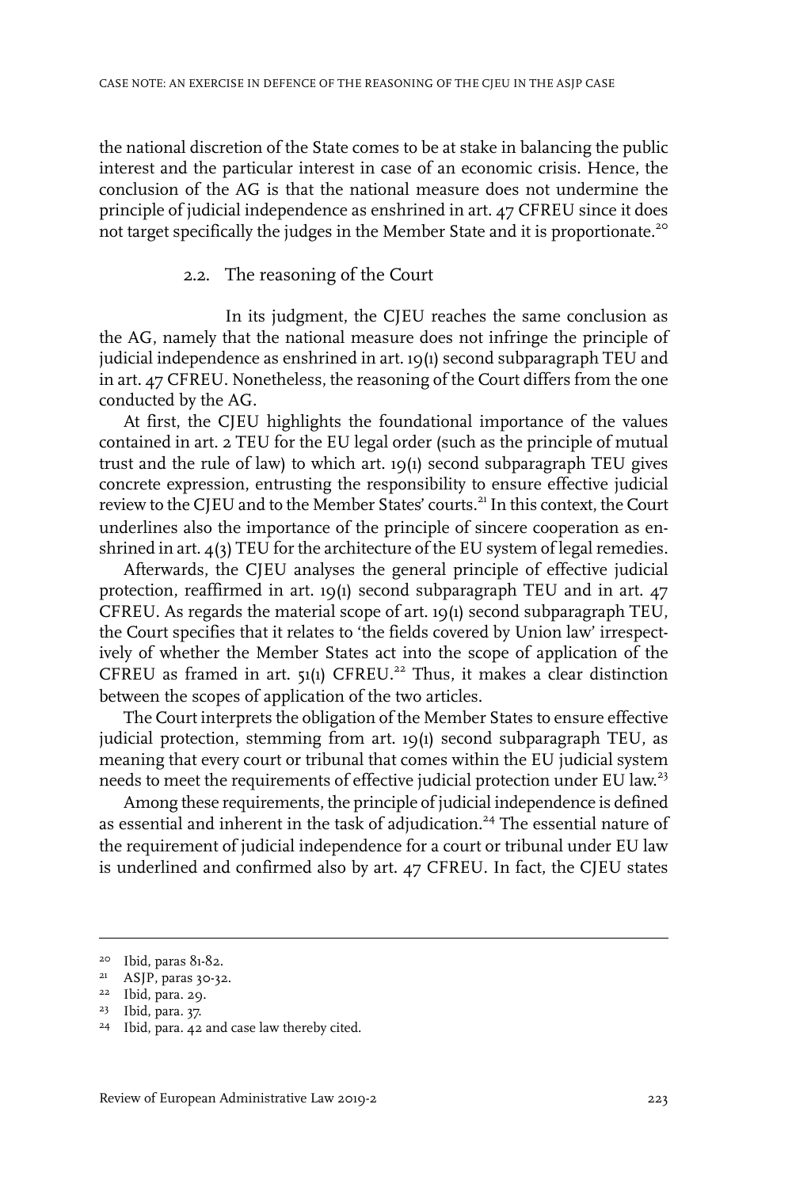the national discretion of the State comes to be at stake in balancing the public interest and the particular interest in case of an economic crisis. Hence, the conclusion of the AG is that the national measure does not undermine the principle of judicial independence as enshrined in art. 47 CFREU since it does not target specifically the judges in the Member State and it is proportionate.[20]

### 2.2. The reasoning of the Court

In its judgment, the CJEU reaches the same conclusion as the AG, namely that the national measure does not infringe the principle of judicial independence as enshrined in art. 19(1) second subparagraph TEU and in art. 47 CFREU. Nonetheless, the reasoning of the Court differs from the one conducted by the AG.

At first, the CJEU highlights the foundational importance of the values contained in art. 2 TEU for the EU legal order (such as the principle of mutual trust and the rule of law) to which art. 19(1) second subparagraph TEU gives concrete expression, entrusting the responsibility to ensure effective judicial review to the CJEU and to the Member States' courts.[21] In this context, the Court underlines also the importance of the principle of sincere cooperation as enshrined in art. 4(3) TEU for the architecture of the EU system of legal remedies.

Afterwards, the CJEU analyses the general principle of effective judicial protection, reaffirmed in art. 19(1) second subparagraph TEU and in art. 47 CFREU. As regards the material scope of art. 19(1) second subparagraph TEU, the Court specifies that it relates to 'the fields covered by Union law' irrespectively of whether the Member States act into the scope of application of the CFREU as framed in art. 51(1) CFREU.[22] Thus, it makes a clear distinction between the scopes of application of the two articles.

The Court interprets the obligation of the Member States to ensure effective judicial protection, stemming from art. 19(1) second subparagraph TEU, as meaning that every court or tribunal that comes within the EU judicial system needs to meet the requirements of effective judicial protection under EU law.[23]

Among these requirements, the principle of judicial independence is defined as essential and inherent in the task of adjudication.[24] The essential nature of the requirement of judicial independence for a court or tribunal under EU law is underlined and confirmed also by art. 47 CFREU. In fact, the CJEU states

---

[20] Ibid, paras 81-82.

[21] ASJP, paras 30-32.

[22] Ibid, para. 29.

[23] Ibid, para. 37.

[24] Ibid, para. 42 and case law thereby cited.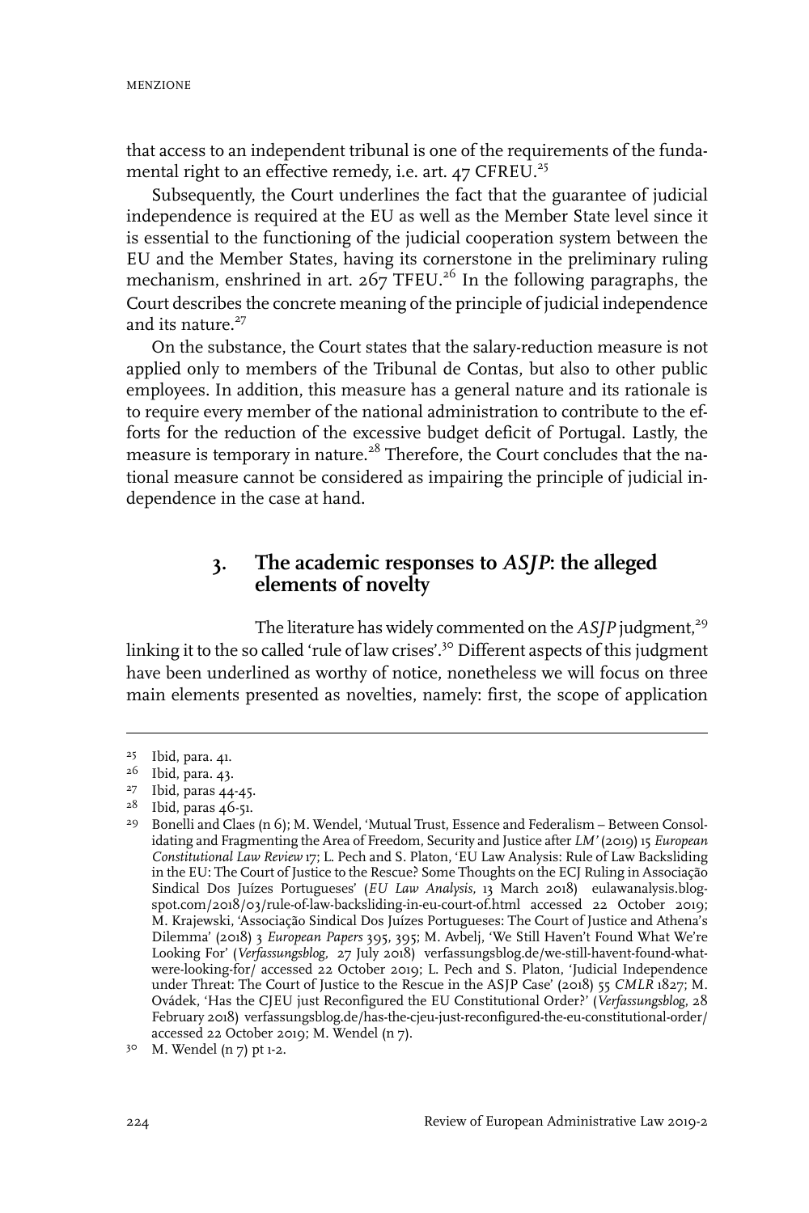that access to an independent tribunal is one of the requirements of the fundamental right to an effective remedy, i.e. art. 47 CFREU.[25]

Subsequently, the Court underlines the fact that the guarantee of judicial independence is required at the EU as well as the Member State level since it is essential to the functioning of the judicial cooperation system between the EU and the Member States, having its cornerstone in the preliminary ruling mechanism, enshrined in art. 267 TFEU.[26] In the following paragraphs, the Court describes the concrete meaning of the principle of judicial independence and its nature.[27]

On the substance, the Court states that the salary-reduction measure is not applied only to members of the Tribunal de Contas, but also to other public employees. In addition, this measure has a general nature and its rationale is to require every member of the national administration to contribute to the efforts for the reduction of the excessive budget deficit of Portugal. Lastly, the measure is temporary in nature.[28] Therefore, the Court concludes that the national measure cannot be considered as impairing the principle of judicial independence in the case at hand.

## 3. The academic responses to *ASJP*: the alleged elements of novelty

The literature has widely commented on the *ASJP* judgment,[29] linking it to the so called 'rule of law crises'.[30] Different aspects of this judgment have been underlined as worthy of notice, nonetheless we will focus on three main elements presented as novelties, namely: first, the scope of application

---

[25] Ibid, para. 41.

[26] Ibid, para. 43.

[27] Ibid, paras 44-45.

[28] Ibid, paras 46-51.

[29] Bonelli and Claes (n 6); M. Wendel, 'Mutual Trust, Essence and Federalism – Between Consolidating and Fragmenting the Area of Freedom, Security and Justice after *LM*' (2019) 15 *European Constitutional Law Review* 17; L. Pech and S. Platon, 'EU Law Analysis: Rule of Law Backsliding in the EU: The Court of Justice to the Rescue? Some Thoughts on the ECJ Ruling in Associação Sindical Dos Juízes Portugueses' (*EU Law Analysis*, 13 March 2018) eulawanalysis.blogspot.com/2018/03/rule-of-law-backsliding-in-eu-court-of.html accessed 22 October 2019; M. Krajewski, 'Associação Sindical Dos Juízes Portugueses: The Court of Justice and Athena's Dilemma' (2018) 3 *European Papers* 395, 395; M. Avbelj, 'We Still Haven't Found What We're Looking For' (*Verfassungsblog*, 27 July 2018) verfassungsblog.de/we-still-havent-found-what-were-looking-for/ accessed 22 October 2019; L. Pech and S. Platon, 'Judicial Independence under Threat: The Court of Justice to the Rescue in the ASJP Case' (2018) 55 *CMLR* 1827; M. Ovádek, 'Has the CJEU just Reconfigured the EU Constitutional Order?' (*Verfassungsblog*, 28 February 2018) verfassungsblog.de/has-the-cjeu-just-reconfigured-the-eu-constitutional-order/ accessed 22 October 2019; M. Wendel (n 7).

[30] M. Wendel (n 7) pt 1-2.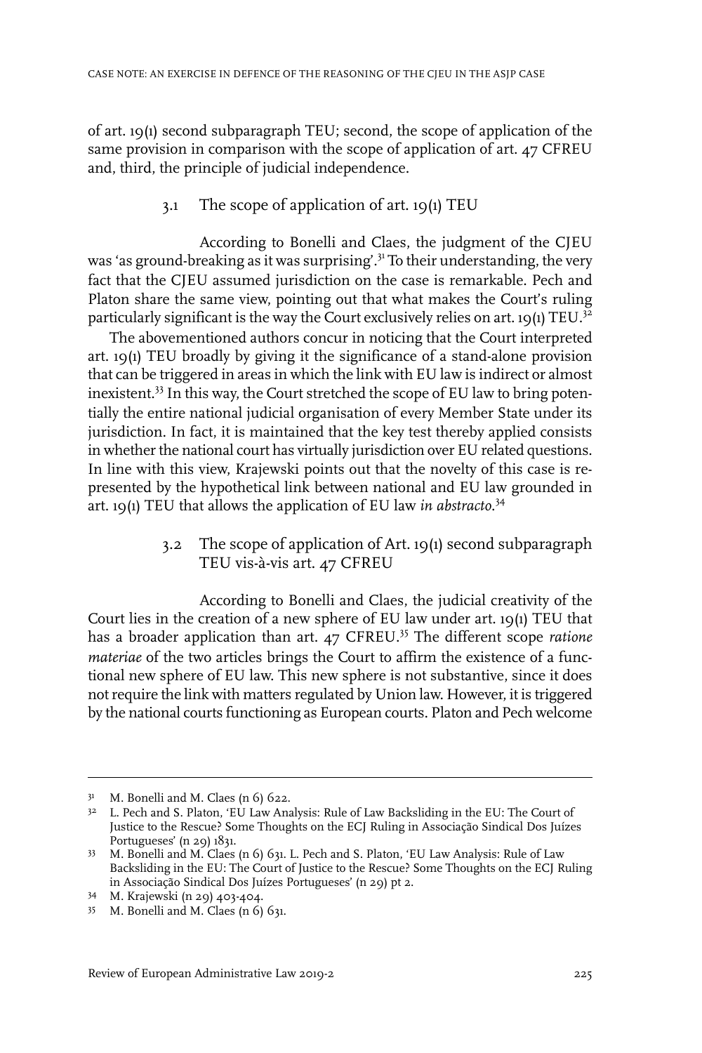of art. 19(1) second subparagraph TEU; second, the scope of application of the same provision in comparison with the scope of application of art. 47 CFREU and, third, the principle of judicial independence.

### 3.1 The scope of application of art. 19(1) TEU

According to Bonelli and Claes, the judgment of the CJEU was 'as ground-breaking as it was surprising'.[31] To their understanding, the very fact that the CJEU assumed jurisdiction on the case is remarkable. Pech and Platon share the same view, pointing out that what makes the Court's ruling particularly significant is the way the Court exclusively relies on art. 19(1) TEU.[32]

The abovementioned authors concur in noticing that the Court interpreted art. 19(1) TEU broadly by giving it the significance of a stand-alone provision that can be triggered in areas in which the link with EU law is indirect or almost inexistent.[33] In this way, the Court stretched the scope of EU law to bring potentially the entire national judicial organisation of every Member State under its jurisdiction. In fact, it is maintained that the key test thereby applied consists in whether the national court has virtually jurisdiction over EU related questions. In line with this view, Krajewski points out that the novelty of this case is represented by the hypothetical link between national and EU law grounded in art. 19(1) TEU that allows the application of EU law *in abstracto*.[34]

### 3.2 The scope of application of Art. 19(1) second subparagraph TEU vis-à-vis art. 47 CFREU

According to Bonelli and Claes, the judicial creativity of the Court lies in the creation of a new sphere of EU law under art. 19(1) TEU that has a broader application than art. 47 CFREU.[35] The different scope *ratione materiae* of the two articles brings the Court to affirm the existence of a functional new sphere of EU law. This new sphere is not substantive, since it does not require the link with matters regulated by Union law. However, it is triggered by the national courts functioning as European courts. Platon and Pech welcome

---

[31] M. Bonelli and M. Claes (n 6) 622.

[32] L. Pech and S. Platon, 'EU Law Analysis: Rule of Law Backsliding in the EU: The Court of Justice to the Rescue? Some Thoughts on the ECJ Ruling in Associação Sindical Dos Juízes Portugueses' (n 29) 1831.

[33] M. Bonelli and M. Claes (n 6) 631. L. Pech and S. Platon, 'EU Law Analysis: Rule of Law Backsliding in the EU: The Court of Justice to the Rescue? Some Thoughts on the ECJ Ruling in Associação Sindical Dos Juízes Portugueses' (n 29) pt 2.

[34] M. Krajewski (n 29) 403-404.

[35] M. Bonelli and M. Claes (n 6) 631.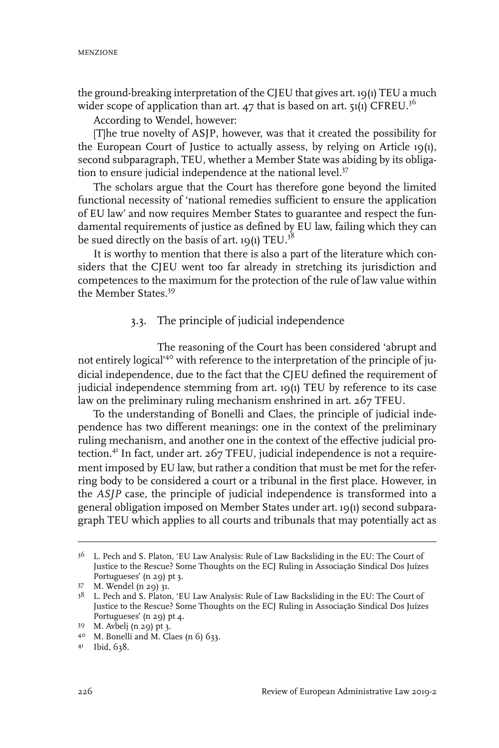the ground-breaking interpretation of the CJEU that gives art. 19(1) TEU a much wider scope of application than art. 47 that is based on art. 51(1) CFREU.[36]

According to Wendel, however:

[T]he true novelty of ASJP, however, was that it created the possibility for the European Court of Justice to actually assess, by relying on Article 19(1), second subparagraph, TEU, whether a Member State was abiding by its obligation to ensure judicial independence at the national level.[37]

The scholars argue that the Court has therefore gone beyond the limited functional necessity of 'national remedies sufficient to ensure the application of EU law' and now requires Member States to guarantee and respect the fundamental requirements of justice as defined by EU law, failing which they can be sued directly on the basis of art. 19(1) TEU.[38]

It is worthy to mention that there is also a part of the literature which considers that the CJEU went too far already in stretching its jurisdiction and competences to the maximum for the protection of the rule of law value within the Member States.[39]

### 3.3. The principle of judicial independence

The reasoning of the Court has been considered 'abrupt and not entirely logical'[40] with reference to the interpretation of the principle of judicial independence, due to the fact that the CJEU defined the requirement of judicial independence stemming from art. 19(1) TEU by reference to its case law on the preliminary ruling mechanism enshrined in art. 267 TFEU.

To the understanding of Bonelli and Claes, the principle of judicial independence has two different meanings: one in the context of the preliminary ruling mechanism, and another one in the context of the effective judicial protection.[41] In fact, under art. 267 TFEU, judicial independence is not a requirement imposed by EU law, but rather a condition that must be met for the referring body to be considered a court or a tribunal in the first place. However, in the *ASJP* case, the principle of judicial independence is transformed into a general obligation imposed on Member States under art. 19(1) second subparagraph TEU which applies to all courts and tribunals that may potentially act as

---

[36] L. Pech and S. Platon, 'EU Law Analysis: Rule of Law Backsliding in the EU: The Court of Justice to the Rescue? Some Thoughts on the ECJ Ruling in Associação Sindical Dos Juízes Portugueses' (n 29) pt 3.

[37] M. Wendel (n 29) 31.

[38] L. Pech and S. Platon, 'EU Law Analysis: Rule of Law Backsliding in the EU: The Court of Justice to the Rescue? Some Thoughts on the ECJ Ruling in Associação Sindical Dos Juízes Portugueses' (n 29) pt 4.

[39] M. Avbelj (n 29) pt 3.

[40] M. Bonelli and M. Claes (n 6) 633.

[41] Ibid, 638.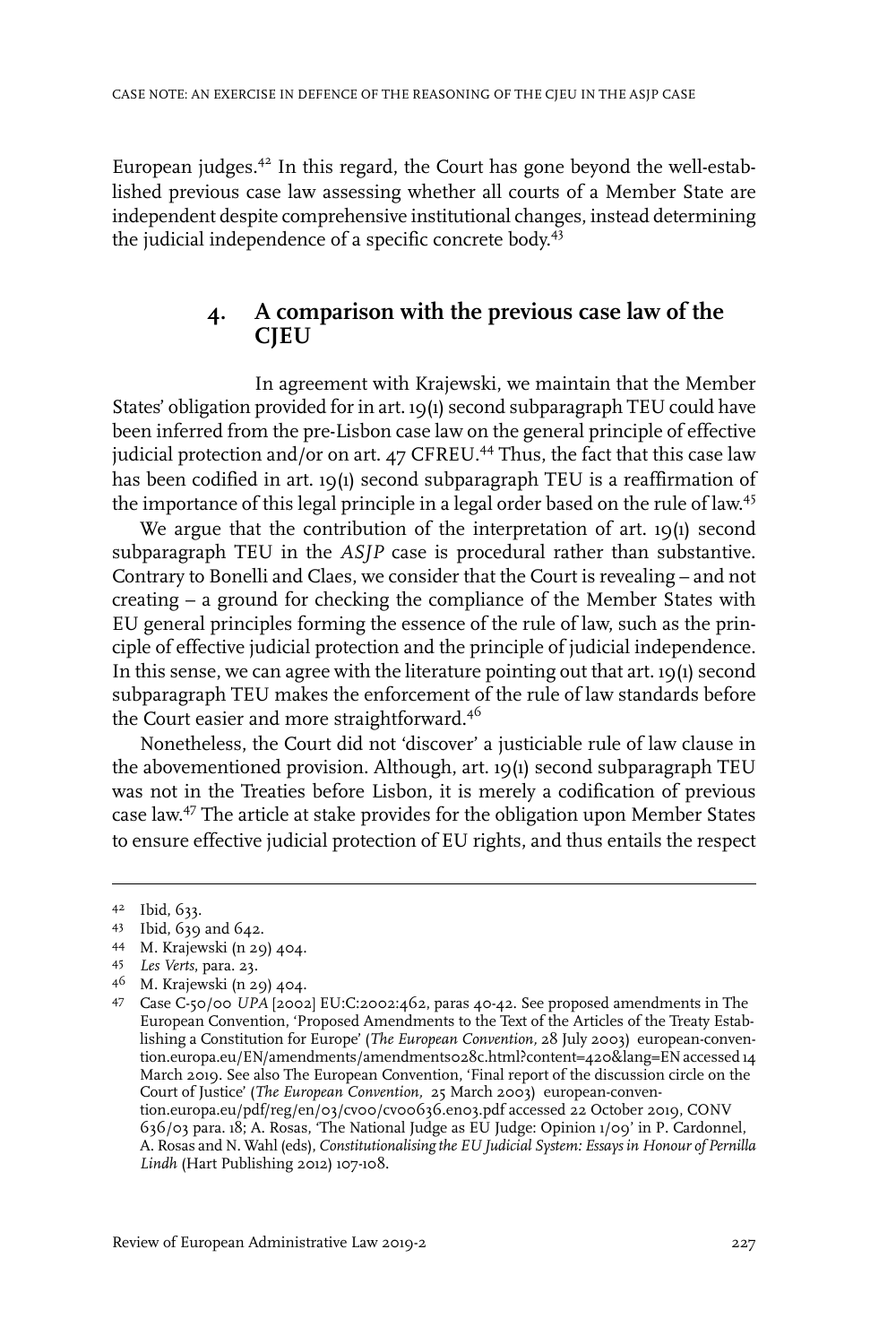European judges.[42] In this regard, the Court has gone beyond the well-established previous case law assessing whether all courts of a Member State are independent despite comprehensive institutional changes, instead determining the judicial independence of a specific concrete body.[43]

## 4. A comparison with the previous case law of the CJEU

In agreement with Krajewski, we maintain that the Member States' obligation provided for in art. 19(1) second subparagraph TEU could have been inferred from the pre-Lisbon case law on the general principle of effective judicial protection and/or on art. 47 CFREU.[44] Thus, the fact that this case law has been codified in art. 19(1) second subparagraph TEU is a reaffirmation of the importance of this legal principle in a legal order based on the rule of law.[45]

We argue that the contribution of the interpretation of art. 19(1) second subparagraph TEU in the *ASJP* case is procedural rather than substantive. Contrary to Bonelli and Claes, we consider that the Court is revealing – and not creating – a ground for checking the compliance of the Member States with EU general principles forming the essence of the rule of law, such as the principle of effective judicial protection and the principle of judicial independence. In this sense, we can agree with the literature pointing out that art. 19(1) second subparagraph TEU makes the enforcement of the rule of law standards before the Court easier and more straightforward.[46]

Nonetheless, the Court did not 'discover' a justiciable rule of law clause in the abovementioned provision. Although, art. 19(1) second subparagraph TEU was not in the Treaties before Lisbon, it is merely a codification of previous case law.[47] The article at stake provides for the obligation upon Member States to ensure effective judicial protection of EU rights, and thus entails the respect

---

42 Ibid, 633.

43 Ibid, 639 and 642.

44 M. Krajewski (n 29) 404.

45 *Les Verts*, para. 23.

46 M. Krajewski (n 29) 404.

47 Case C-50/00 *UPA* [2002] EU:C:2002:462, paras 40-42. See proposed amendments in The European Convention, 'Proposed Amendments to the Text of the Articles of the Treaty Establishing a Constitution for Europe' (*The European Convention*, 28 July 2003) european-convention.europa.eu/EN/amendments/amendments028c.html?content=420&lang=EN accessed 14 March 2019. See also The European Convention, 'Final report of the discussion circle on the Court of Justice' (*The European Convention*, 25 March 2003) european-convention.europa.eu/pdf/reg/en/03/cv00/cv00636.en03.pdf accessed 22 October 2019, CONV 636/03 para. 18; A. Rosas, 'The National Judge as EU Judge: Opinion 1/09' in P. Cardonnel, A. Rosas and N. Wahl (eds), *Constitutionalising the EU Judicial System: Essays in Honour of Pernilla Lindh* (Hart Publishing 2012) 107-108.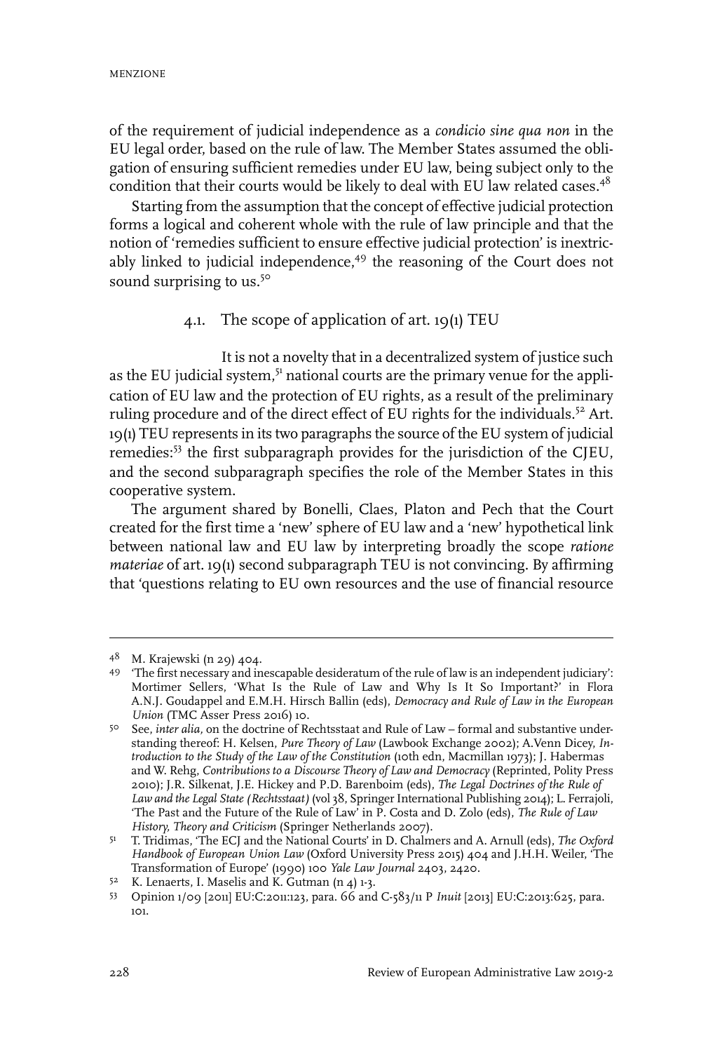of the requirement of judicial independence as a *condicio sine qua non* in the EU legal order, based on the rule of law. The Member States assumed the obligation of ensuring sufficient remedies under EU law, being subject only to the condition that their courts would be likely to deal with EU law related cases.[48]

Starting from the assumption that the concept of effective judicial protection forms a logical and coherent whole with the rule of law principle and that the notion of 'remedies sufficient to ensure effective judicial protection' is inextricably linked to judicial independence,[49] the reasoning of the Court does not sound surprising to us.[50]

### 4.1. The scope of application of art. 19(1) TEU

It is not a novelty that in a decentralized system of justice such as the EU judicial system,[51] national courts are the primary venue for the application of EU law and the protection of EU rights, as a result of the preliminary ruling procedure and of the direct effect of EU rights for the individuals.[52] Art. 19(1) TEU represents in its two paragraphs the source of the EU system of judicial remedies:[53] the first subparagraph provides for the jurisdiction of the CJEU, and the second subparagraph specifies the role of the Member States in this cooperative system.

The argument shared by Bonelli, Claes, Platon and Pech that the Court created for the first time a 'new' sphere of EU law and a 'new' hypothetical link between national law and EU law by interpreting broadly the scope *ratione materiae* of art. 19(1) second subparagraph TEU is not convincing. By affirming that 'questions relating to EU own resources and the use of financial resource

---

48 M. Krajewski (n 29) 404.

49 'The first necessary and inescapable desideratum of the rule of law is an independent judiciary': Mortimer Sellers, 'What Is the Rule of Law and Why Is It So Important?' in Flora A.N.J. Goudappel and E.M.H. Hirsch Ballin (eds), *Democracy and Rule of Law in the European Union* (TMC Asser Press 2016) 10.

50 See, *inter alia*, on the doctrine of Rechtsstaat and Rule of Law – formal and substantive understanding thereof: H. Kelsen, *Pure Theory of Law* (Lawbook Exchange 2002); A.Venn Dicey, *Introduction to the Study of the Law of the Constitution* (10th edn, Macmillan 1973); J. Habermas and W. Rehg, *Contributions to a Discourse Theory of Law and Democracy* (Reprinted, Polity Press 2010); J.R. Silkenat, J.E. Hickey and P.D. Barenboim (eds), *The Legal Doctrines of the Rule of Law and the Legal State (Rechtsstaat)* (vol 38, Springer International Publishing 2014); L. Ferrajoli, 'The Past and the Future of the Rule of Law' in P. Costa and D. Zolo (eds), *The Rule of Law History, Theory and Criticism* (Springer Netherlands 2007).

51 T. Tridimas, 'The ECJ and the National Courts' in D. Chalmers and A. Arnull (eds), *The Oxford Handbook of European Union Law* (Oxford University Press 2015) 404 and J.H.H. Weiler, 'The Transformation of Europe' (1990) 100 *Yale Law Journal* 2403, 2420.

52 K. Lenaerts, I. Maselis and K. Gutman (n 4) 1-3.

53 Opinion 1/09 [2011] EU:C:2011:123, para. 66 and C-583/11 P *Inuit* [2013] EU:C:2013:625, para. 101.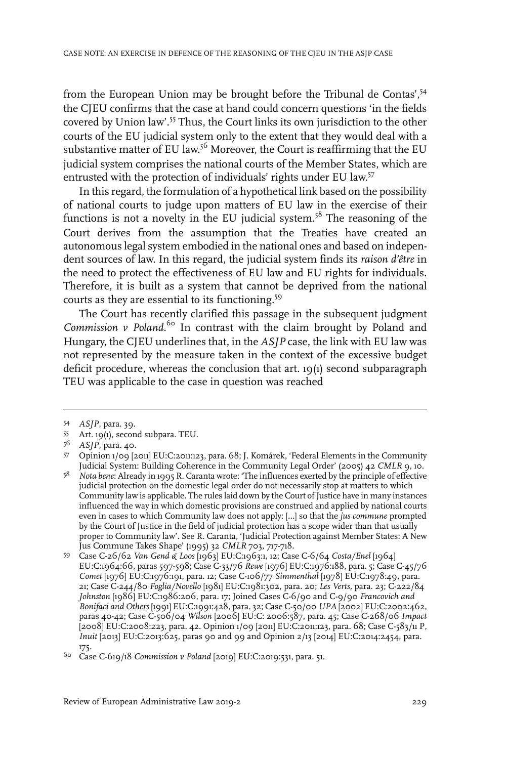from the European Union may be brought before the Tribunal de Contas',[54] the CJEU confirms that the case at hand could concern questions 'in the fields covered by Union law'.[55] Thus, the Court links its own jurisdiction to the other courts of the EU judicial system only to the extent that they would deal with a substantive matter of EU law.[56] Moreover, the Court is reaffirming that the EU judicial system comprises the national courts of the Member States, which are entrusted with the protection of individuals' rights under EU law.[57]

In this regard, the formulation of a hypothetical link based on the possibility of national courts to judge upon matters of EU law in the exercise of their functions is not a novelty in the EU judicial system.[58] The reasoning of the Court derives from the assumption that the Treaties have created an autonomous legal system embodied in the national ones and based on independent sources of law. In this regard, the judicial system finds its *raison d'être* in the need to protect the effectiveness of EU law and EU rights for individuals. Therefore, it is built as a system that cannot be deprived from the national courts as they are essential to its functioning.[59]

The Court has recently clarified this passage in the subsequent judgment *Commission v Poland*.[60] In contrast with the claim brought by Poland and Hungary, the CJEU underlines that, in the *ASJP* case, the link with EU law was not represented by the measure taken in the context of the excessive budget deficit procedure, whereas the conclusion that art. 19(1) second subparagraph TEU was applicable to the case in question was reached

---

54 *ASJP*, para. 39.

55 Art. 19(1), second subpara. TEU.

56 *ASJP*, para. 40.

57 Opinion 1/09 [2011] EU:C:2011:123, para. 68; J. Komárek, 'Federal Elements in the Community Judicial System: Building Coherence in the Community Legal Order' (2005) 42 *CMLR* 9, 10.

58 *Nota bene*: Already in 1995 R. Caranta wrote: 'The influences exerted by the principle of effective judicial protection on the domestic legal order do not necessarily stop at matters to which Community law is applicable. The rules laid down by the Court of Justice have in many instances influenced the way in which domestic provisions are construed and applied by national courts even in cases to which Community law does not apply: [...] so that the *jus commune* prompted by the Court of Justice in the field of judicial protection has a scope wider than that usually proper to Community law'. See R. Caranta, 'Judicial Protection against Member States: A New Jus Commune Takes Shape' (1995) 32 *CMLR* 703, 717-718.

59 Case C-26/62 *Van Gend & Loos* [1963] EU:C:1963:1, 12; Case C-6/64 *Costa/Enel* [1964] EU:C:1964:66, paras 597-598; Case C-33/76 *Rewe* [1976] EU:C:1976:188, para. 5; Case C-45/76 *Comet* [1976] EU:C:1976:191, para. 12; Case C-106/77 *Simmenthal* [1978] EU:C:1978:49, para. 21; Case C-244/80 *Foglia/Novello* [1981] EU:C:1981:302, para. 20; *Les Verts*, para. 23; C-222/84 *Johnston* [1986] EU:C:1986:206, para. 17; Joined Cases C-6/90 and C-9/90 *Francovich and Bonifaci and Others* [1991] EU:C:1991:428, para. 32; Case C-50/00 *UPA* [2002] EU:C:2002:462, paras 40-42; Case C-506/04 *Wilson* [2006] EU:C: 2006:587, para. 45; Case C-268/06 *Impact* [2008] EU:C:2008:223, para. 42. Opinion 1/09 [2011] EU:C:2011:123, para. 68; Case C-583/11 P, *Inuit* [2013] EU:C:2013:625, paras 90 and 99 and Opinion 2/13 [2014] EU:C:2014:2454, para. 175.

60 Case C-619/18 *Commission v Poland* [2019] EU:C:2019:531, para. 51.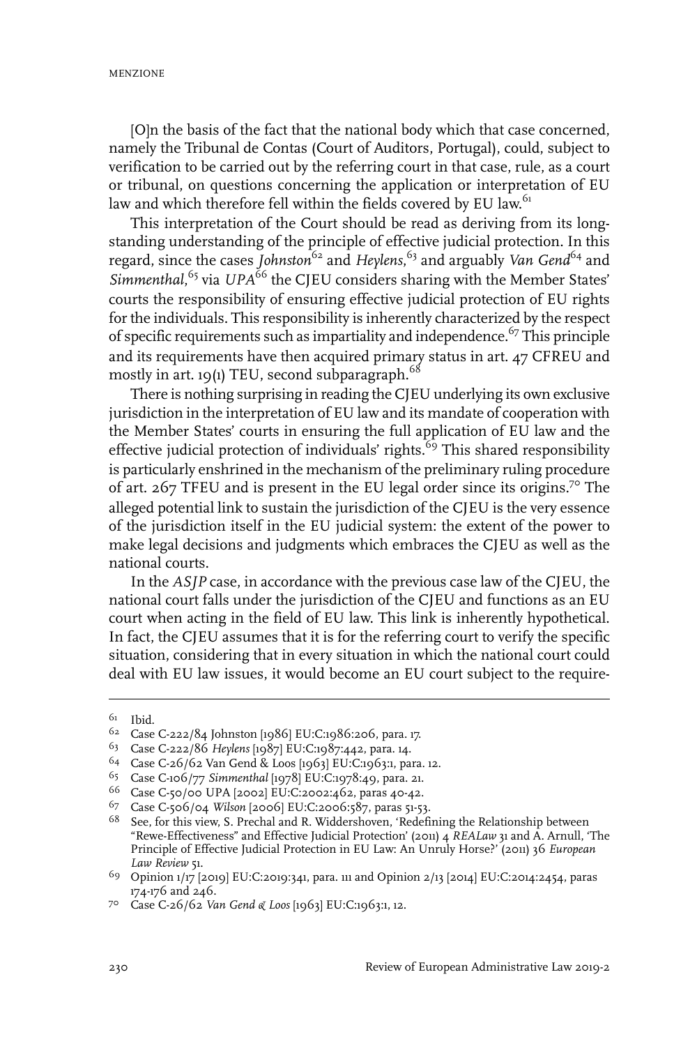[O]n the basis of the fact that the national body which that case concerned, namely the Tribunal de Contas (Court of Auditors, Portugal), could, subject to verification to be carried out by the referring court in that case, rule, as a court or tribunal, on questions concerning the application or interpretation of EU law and which therefore fell within the fields covered by EU law.[61]

This interpretation of the Court should be read as deriving from its long-standing understanding of the principle of effective judicial protection. In this regard, since the cases *Johnston*[62] and *Heylens*,[63] and arguably *Van Gend*[64] and *Simmenthal*,[65] via *UPA*[66] the CJEU considers sharing with the Member States' courts the responsibility of ensuring effective judicial protection of EU rights for the individuals. This responsibility is inherently characterized by the respect of specific requirements such as impartiality and independence.[67] This principle and its requirements have then acquired primary status in art. 47 CFREU and mostly in art. 19(1) TEU, second subparagraph.[68]

There is nothing surprising in reading the CJEU underlying its own exclusive jurisdiction in the interpretation of EU law and its mandate of cooperation with the Member States' courts in ensuring the full application of EU law and the effective judicial protection of individuals' rights.[69] This shared responsibility is particularly enshrined in the mechanism of the preliminary ruling procedure of art. 267 TFEU and is present in the EU legal order since its origins.[70] The alleged potential link to sustain the jurisdiction of the CJEU is the very essence of the jurisdiction itself in the EU judicial system: the extent of the power to make legal decisions and judgments which embraces the CJEU as well as the national courts.

In the *ASJP* case, in accordance with the previous case law of the CJEU, the national court falls under the jurisdiction of the CJEU and functions as an EU court when acting in the field of EU law. This link is inherently hypothetical. In fact, the CJEU assumes that it is for the referring court to verify the specific situation, considering that in every situation in which the national court could deal with EU law issues, it would become an EU court subject to the require-

---

61 Ibid.

62 Case C-222/84 Johnston [1986] EU:C:1986:206, para. 17.

63 Case C-222/86 *Heylens* [1987] EU:C:1987:442, para. 14.

64 Case C-26/62 Van Gend & Loos [1963] EU:C:1963:1, para. 12.

65 Case C-106/77 *Simmenthal* [1978] EU:C:1978:49, para. 21.

66 Case C-50/00 UPA [2002] EU:C:2002:462, paras 40-42.

67 Case C-506/04 *Wilson* [2006] EU:C:2006:587, paras 51-53.

68 See, for this view, S. Prechal and R. Widdershoven, 'Redefining the Relationship between "Rewe-Effectiveness" and Effective Judicial Protection' (2011) 4 *REALaw* 31 and A. Arnull, 'The Principle of Effective Judicial Protection in EU Law: An Unruly Horse?' (2011) 36 *European Law Review* 51.

69 Opinion 1/17 [2019] EU:C:2019:341, para. 111 and Opinion 2/13 [2014] EU:C:2014:2454, paras 174-176 and 246.

70 Case C-26/62 *Van Gend & Loos* [1963] EU:C:1963:1, 12.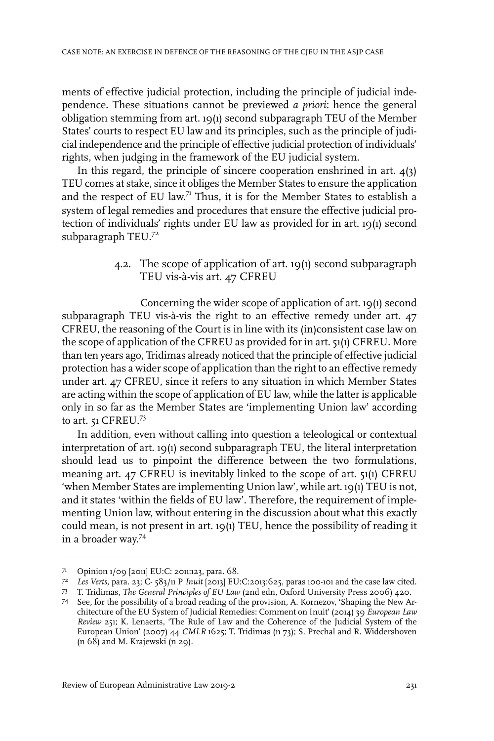ments of effective judicial protection, including the principle of judicial independence. These situations cannot be previewed *a priori*: hence the general obligation stemming from art. 19(1) second subparagraph TEU of the Member States' courts to respect EU law and its principles, such as the principle of judicial independence and the principle of effective judicial protection of individuals' rights, when judging in the framework of the EU judicial system.

In this regard, the principle of sincere cooperation enshrined in art. 4(3) TEU comes at stake, since it obliges the Member States to ensure the application and the respect of EU law.[71] Thus, it is for the Member States to establish a system of legal remedies and procedures that ensure the effective judicial protection of individuals' rights under EU law as provided for in art. 19(1) second subparagraph TEU.[72]

### 4.2. The scope of application of art. 19(1) second subparagraph TEU vis-à-vis art. 47 CFREU

Concerning the wider scope of application of art. 19(1) second subparagraph TEU vis-à-vis the right to an effective remedy under art. 47 CFREU, the reasoning of the Court is in line with its (in)consistent case law on the scope of application of the CFREU as provided for in art. 51(1) CFREU. More than ten years ago, Tridimas already noticed that the principle of effective judicial protection has a wider scope of application than the right to an effective remedy under art. 47 CFREU, since it refers to any situation in which Member States are acting within the scope of application of EU law, while the latter is applicable only in so far as the Member States are 'implementing Union law' according to art. 51 CFREU.[73]

In addition, even without calling into question a teleological or contextual interpretation of art. 19(1) second subparagraph TEU, the literal interpretation should lead us to pinpoint the difference between the two formulations, meaning art. 47 CFREU is inevitably linked to the scope of art. 51(1) CFREU 'when Member States are implementing Union law', while art. 19(1) TEU is not, and it states 'within the fields of EU law'. Therefore, the requirement of implementing Union law, without entering in the discussion about what this exactly could mean, is not present in art. 19(1) TEU, hence the possibility of reading it in a broader way.[74]

---

[71] Opinion 1/09 [2011] EU:C: 2011:123, para. 68.

[72] *Les Verts*, para. 23; C- 583/11 P *Inuit* [2013] EU:C:2013:625, paras 100-101 and the case law cited.

[73] T. Tridimas, *The General Principles of EU Law* (2nd edn, Oxford University Press 2006) 420.

[74] See, for the possibility of a broad reading of the provision, A. Kornezov, 'Shaping the New Architecture of the EU System of Judicial Remedies: Comment on Inuit' (2014) 39 *European Law Review* 251; K. Lenaerts, 'The Rule of Law and the Coherence of the Judicial System of the European Union' (2007) 44 *CMLR* 1625; T. Tridimas (n 73); S. Prechal and R. Widdershoven (n 68) and M. Krajewski (n 29).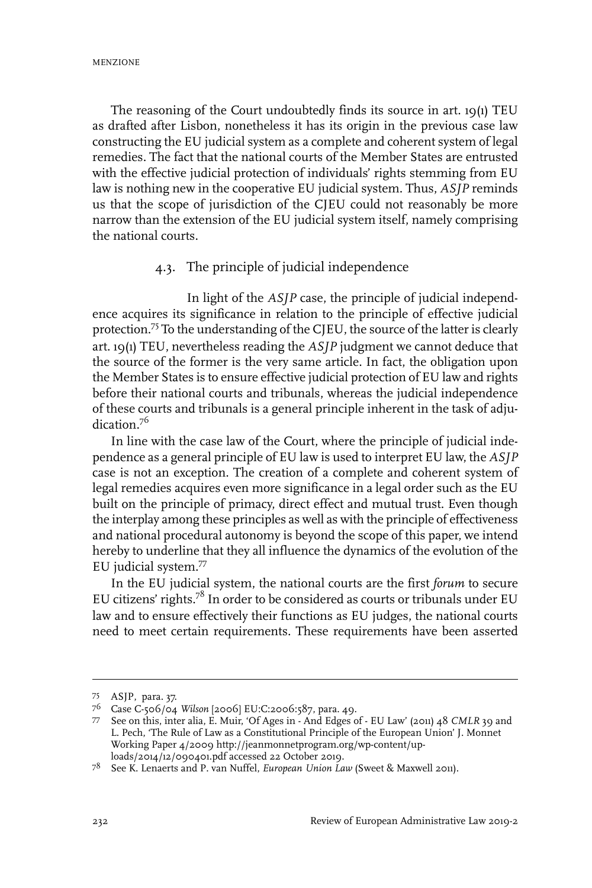The reasoning of the Court undoubtedly finds its source in art. 19(1) TEU as drafted after Lisbon, nonetheless it has its origin in the previous case law constructing the EU judicial system as a complete and coherent system of legal remedies. The fact that the national courts of the Member States are entrusted with the effective judicial protection of individuals' rights stemming from EU law is nothing new in the cooperative EU judicial system. Thus, *ASJP* reminds us that the scope of jurisdiction of the CJEU could not reasonably be more narrow than the extension of the EU judicial system itself, namely comprising the national courts.

### 4.3. The principle of judicial independence

In light of the *ASJP* case, the principle of judicial independence acquires its significance in relation to the principle of effective judicial protection.[75] To the understanding of the CJEU, the source of the latter is clearly art. 19(1) TEU, nevertheless reading the *ASJP* judgment we cannot deduce that the source of the former is the very same article. In fact, the obligation upon the Member States is to ensure effective judicial protection of EU law and rights before their national courts and tribunals, whereas the judicial independence of these courts and tribunals is a general principle inherent in the task of adjudication.[76]

In line with the case law of the Court, where the principle of judicial independence as a general principle of EU law is used to interpret EU law, the *ASJP* case is not an exception. The creation of a complete and coherent system of legal remedies acquires even more significance in a legal order such as the EU built on the principle of primacy, direct effect and mutual trust. Even though the interplay among these principles as well as with the principle of effectiveness and national procedural autonomy is beyond the scope of this paper, we intend hereby to underline that they all influence the dynamics of the evolution of the EU judicial system.[77]

In the EU judicial system, the national courts are the first *forum* to secure EU citizens' rights.[78] In order to be considered as courts or tribunals under EU law and to ensure effectively their functions as EU judges, the national courts need to meet certain requirements. These requirements have been asserted

---

75 ASJP, para. 37.

76 Case C-506/04 *Wilson* [2006] EU:C:2006:587, para. 49.

77 See on this, inter alia, E. Muir, 'Of Ages in - And Edges of - EU Law' (2011) 48 *CMLR* 39 and L. Pech, 'The Rule of Law as a Constitutional Principle of the European Union' J. Monnet Working Paper 4/2009 http://jeanmonnetprogram.org/wp-content/uploads/2014/12/090401.pdf accessed 22 October 2019.

78 See K. Lenaerts and P. van Nuffel, *European Union Law* (Sweet & Maxwell 2011).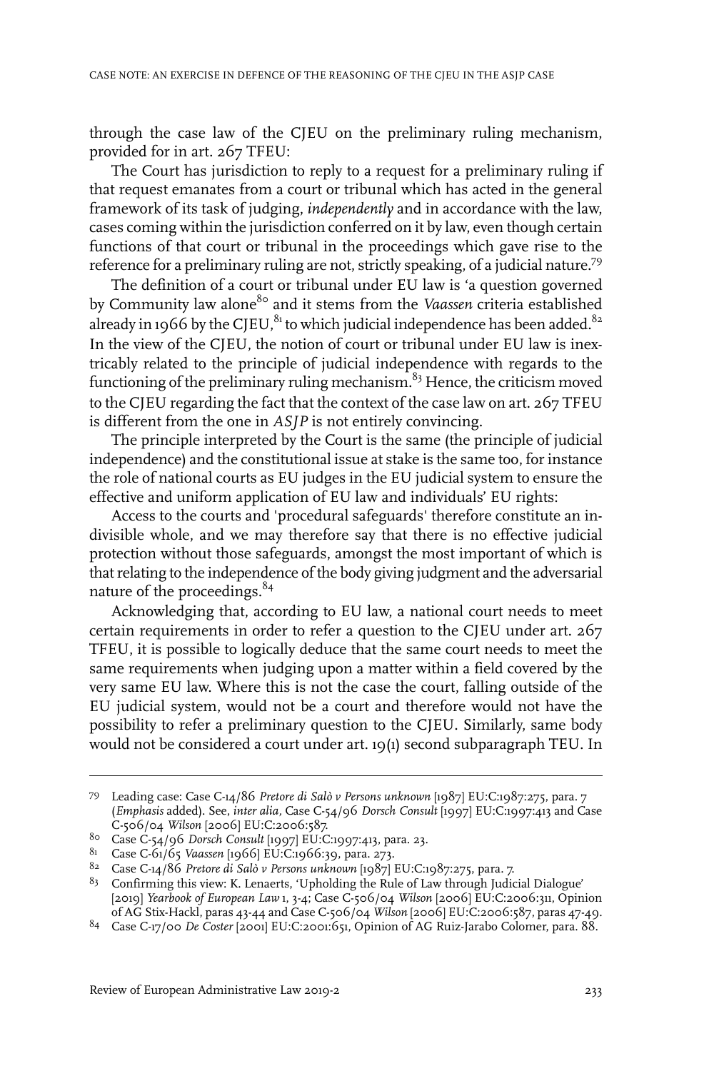through the case law of the CJEU on the preliminary ruling mechanism, provided for in art. 267 TFEU:

The Court has jurisdiction to reply to a request for a preliminary ruling if that request emanates from a court or tribunal which has acted in the general framework of its task of judging, *independently* and in accordance with the law, cases coming within the jurisdiction conferred on it by law, even though certain functions of that court or tribunal in the proceedings which gave rise to the reference for a preliminary ruling are not, strictly speaking, of a judicial nature.[79]

The definition of a court or tribunal under EU law is 'a question governed by Community law alone[80] and it stems from the *Vaassen* criteria established already in 1966 by the CJEU,[81] to which judicial independence has been added.[82] In the view of the CJEU, the notion of court or tribunal under EU law is inextricably related to the principle of judicial independence with regards to the functioning of the preliminary ruling mechanism.[83] Hence, the criticism moved to the CJEU regarding the fact that the context of the case law on art. 267 TFEU is different from the one in *ASJP* is not entirely convincing.

The principle interpreted by the Court is the same (the principle of judicial independence) and the constitutional issue at stake is the same too, for instance the role of national courts as EU judges in the EU judicial system to ensure the effective and uniform application of EU law and individuals' EU rights:

Access to the courts and 'procedural safeguards' therefore constitute an indivisible whole, and we may therefore say that there is no effective judicial protection without those safeguards, amongst the most important of which is that relating to the independence of the body giving judgment and the adversarial nature of the proceedings.[84]

Acknowledging that, according to EU law, a national court needs to meet certain requirements in order to refer a question to the CJEU under art. 267 TFEU, it is possible to logically deduce that the same court needs to meet the same requirements when judging upon a matter within a field covered by the very same EU law. Where this is not the case the court, falling outside of the EU judicial system, would not be a court and therefore would not have the possibility to refer a preliminary question to the CJEU. Similarly, same body would not be considered a court under art. 19(1) second subparagraph TEU. In

---

79 Leading case: Case C-14/86 *Pretore di Salò v Persons unknown* [1987] EU:C:1987:275, para. 7 (*Emphasis* added). See, *inter alia*, Case C-54/96 *Dorsch Consult* [1997] EU:C:1997:413 and Case C-506/04 *Wilson* [2006] EU:C:2006:587.

80 Case C-54/96 *Dorsch Consult* [1997] EU:C:1997:413, para. 23.

81 Case C-61/65 *Vaassen* [1966] EU:C:1966:39, para. 273.

82 Case C-14/86 *Pretore di Salò v Persons unknown* [1987] EU:C:1987:275, para. 7.

83 Confirming this view: K. Lenaerts, 'Upholding the Rule of Law through Judicial Dialogue' [2019] *Yearbook of European Law* 1, 3-4; Case C-506/04 *Wilson* [2006] EU:C:2006:311, Opinion of AG Stix-Hackl, paras 43-44 and Case C-506/04 *Wilson* [2006] EU:C:2006:587, paras 47-49.

84 Case C-17/00 *De Coster* [2001] EU:C:2001:651, Opinion of AG Ruiz-Jarabo Colomer, para. 88.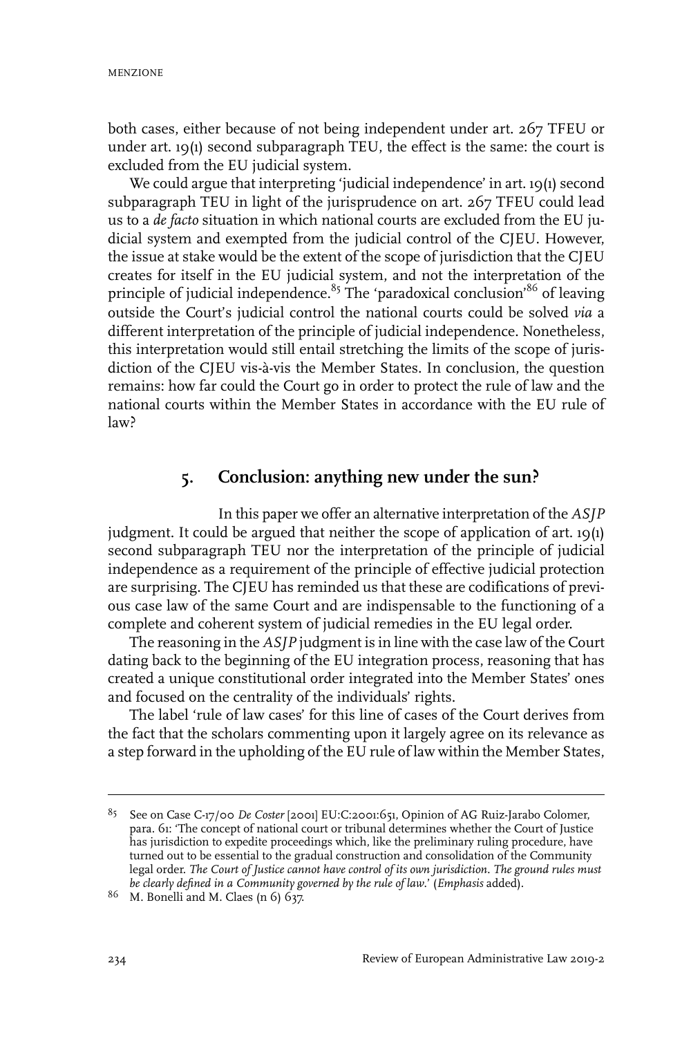both cases, either because of not being independent under art. 267 TFEU or under art. 19(1) second subparagraph TEU, the effect is the same: the court is excluded from the EU judicial system.

We could argue that interpreting 'judicial independence' in art. 19(1) second subparagraph TEU in light of the jurisprudence on art. 267 TFEU could lead us to a *de facto* situation in which national courts are excluded from the EU judicial system and exempted from the judicial control of the CJEU. However, the issue at stake would be the extent of the scope of jurisdiction that the CJEU creates for itself in the EU judicial system, and not the interpretation of the principle of judicial independence.[85] The 'paradoxical conclusion'[86] of leaving outside the Court's judicial control the national courts could be solved *via* a different interpretation of the principle of judicial independence. Nonetheless, this interpretation would still entail stretching the limits of the scope of jurisdiction of the CJEU vis-à-vis the Member States. In conclusion, the question remains: how far could the Court go in order to protect the rule of law and the national courts within the Member States in accordance with the EU rule of law?

## 5. Conclusion: anything new under the sun?

In this paper we offer an alternative interpretation of the *ASJP* judgment. It could be argued that neither the scope of application of art. 19(1) second subparagraph TEU nor the interpretation of the principle of judicial independence as a requirement of the principle of effective judicial protection are surprising. The CJEU has reminded us that these are codifications of previous case law of the same Court and are indispensable to the functioning of a complete and coherent system of judicial remedies in the EU legal order.

The reasoning in the *ASJP* judgment is in line with the case law of the Court dating back to the beginning of the EU integration process, reasoning that has created a unique constitutional order integrated into the Member States' ones and focused on the centrality of the individuals' rights.

The label 'rule of law cases' for this line of cases of the Court derives from the fact that the scholars commenting upon it largely agree on its relevance as a step forward in the upholding of the EU rule of law within the Member States,

---

[85] See on Case C-17/00 *De Coster* [2001] EU:C:2001:651, Opinion of AG Ruiz-Jarabo Colomer, para. 61: 'The concept of national court or tribunal determines whether the Court of Justice has jurisdiction to expedite proceedings which, like the preliminary ruling procedure, have turned out to be essential to the gradual construction and consolidation of the Community legal order. *The Court of Justice cannot have control of its own jurisdiction. The ground rules must be clearly defined in a Community governed by the rule of law.*' (*Emphasis* added).

[86] M. Bonelli and M. Claes (n 6) 637.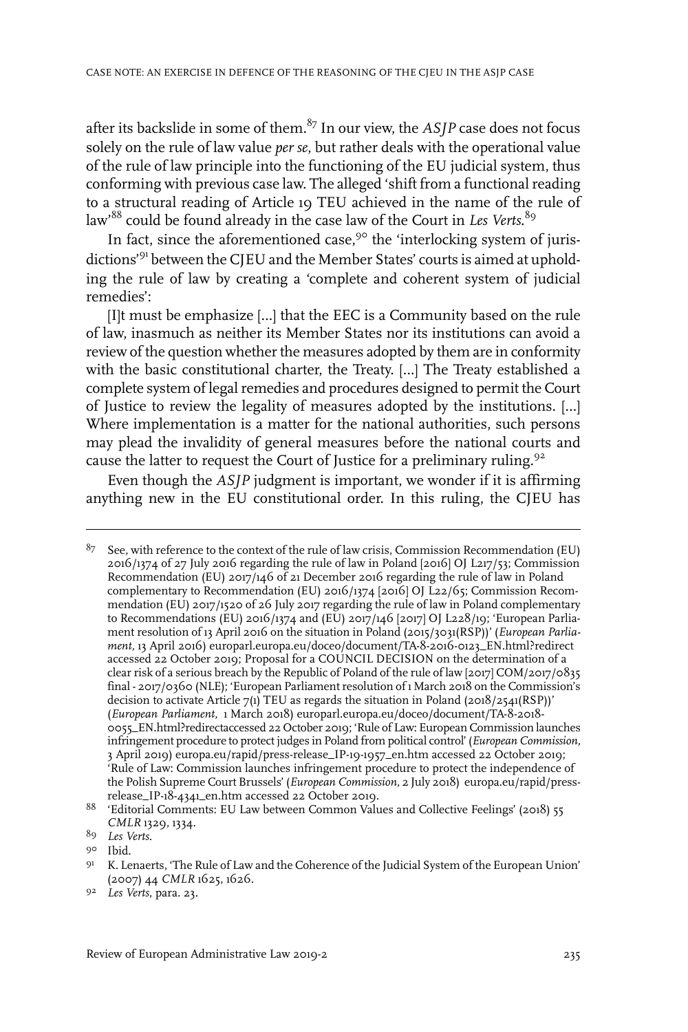after its backslide in some of them.[87] In our view, the *ASJP* case does not focus solely on the rule of law value *per se*, but rather deals with the operational value of the rule of law principle into the functioning of the EU judicial system, thus conforming with previous case law. The alleged 'shift from a functional reading to a structural reading of Article 19 TEU achieved in the name of the rule of law'[88] could be found already in the case law of the Court in *Les Verts*.[89]

In fact, since the aforementioned case,[90] the 'interlocking system of jurisdictions'[91] between the CJEU and the Member States' courts is aimed at upholding the rule of law by creating a 'complete and coherent system of judicial remedies':

> [I]t must be emphasize [...] that the EEC is a Community based on the rule of law, inasmuch as neither its Member States nor its institutions can avoid a review of the question whether the measures adopted by them are in conformity with the basic constitutional charter, the Treaty. [...] The Treaty established a complete system of legal remedies and procedures designed to permit the Court of Justice to review the legality of measures adopted by the institutions. [...] Where implementation is a matter for the national authorities, such persons may plead the invalidity of general measures before the national courts and cause the latter to request the Court of Justice for a preliminary ruling.[92]

Even though the *ASJP* judgment is important, we wonder if it is affirming anything new in the EU constitutional order. In this ruling, the CJEU has

---

87 See, with reference to the context of the rule of law crisis, Commission Recommendation (EU) 2016/1374 of 27 July 2016 regarding the rule of law in Poland [2016] OJ L217/53; Commission Recommendation (EU) 2017/146 of 21 December 2016 regarding the rule of law in Poland complementary to Recommendation (EU) 2016/1374 [2016] OJ L22/65; Commission Recommendation (EU) 2017/1520 of 26 July 2017 regarding the rule of law in Poland complementary to Recommendations (EU) 2016/1374 and (EU) 2017/146 [2017] OJ L228/19; 'European Parliament resolution of 13 April 2016 on the situation in Poland (2015/3031(RSP))' (*European Parliament*, 13 April 2016) europarl.europa.eu/doceo/document/TA-8-2016-0123_EN.html?redirect accessed 22 October 2019; Proposal for a COUNCIL DECISION on the determination of a clear risk of a serious breach by the Republic of Poland of the rule of law [2017] COM/2017/0835 final - 2017/0360 (NLE); 'European Parliament resolution of 1 March 2018 on the Commission's decision to activate Article 7(1) TEU as regards the situation in Poland (2018/2541(RSP))' (*European Parliament,* 1 March 2018) europarl.europa.eu/doceo/document/TA-8-2018-0055_EN.html?redirectaccessed 22 October 2019; 'Rule of Law: European Commission launches infringement procedure to protect judges in Poland from political control' (*European Commission,* 3 April 2019) europa.eu/rapid/press-release_IP-19-1957_en.htm accessed 22 October 2019; 'Rule of Law: Commission launches infringement procedure to protect the independence of the Polish Supreme Court Brussels' (*European Commission,* 2 July 2018) europa.eu/rapid/press-release_IP-18-4341_en.htm accessed 22 October 2019.

88 'Editorial Comments: EU Law between Common Values and Collective Feelings' (2018) 55 *CMLR* 1329, 1334.

89 *Les Verts*.

90 Ibid.

91 K. Lenaerts, 'The Rule of Law and the Coherence of the Judicial System of the European Union' (2007) 44 *CMLR* 1625, 1626.

92 *Les Verts*, para. 23.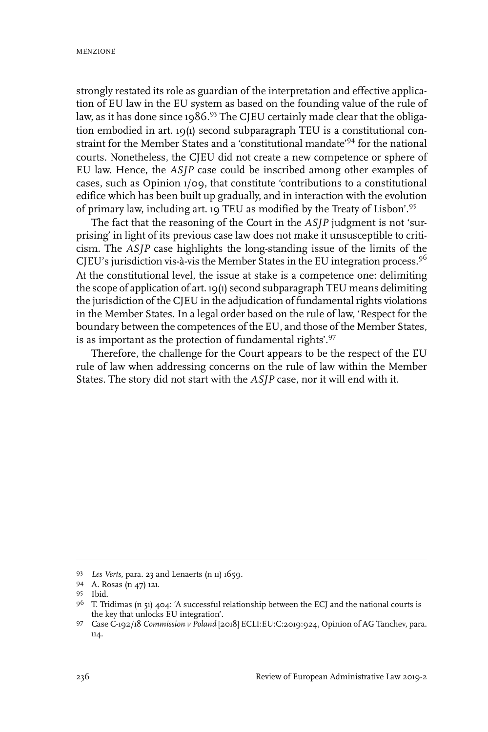strongly restated its role as guardian of the interpretation and effective application of EU law in the EU system as based on the founding value of the rule of law, as it has done since 1986.[93] The CJEU certainly made clear that the obligation embodied in art. 19(1) second subparagraph TEU is a constitutional constraint for the Member States and a 'constitutional mandate'[94] for the national courts. Nonetheless, the CJEU did not create a new competence or sphere of EU law. Hence, the *ASJP* case could be inscribed among other examples of cases, such as Opinion 1/09, that constitute 'contributions to a constitutional edifice which has been built up gradually, and in interaction with the evolution of primary law, including art. 19 TEU as modified by the Treaty of Lisbon'.[95]

The fact that the reasoning of the Court in the *ASJP* judgment is not 'surprising' in light of its previous case law does not make it unsusceptible to criticism. The *ASJP* case highlights the long-standing issue of the limits of the CJEU's jurisdiction vis-à-vis the Member States in the EU integration process.[96] At the constitutional level, the issue at stake is a competence one: delimiting the scope of application of art. 19(1) second subparagraph TEU means delimiting the jurisdiction of the CJEU in the adjudication of fundamental rights violations in the Member States. In a legal order based on the rule of law, 'Respect for the boundary between the competences of the EU, and those of the Member States, is as important as the protection of fundamental rights'.[97]

Therefore, the challenge for the Court appears to be the respect of the EU rule of law when addressing concerns on the rule of law within the Member States. The story did not start with the *ASJP* case, nor it will end with it.

---

93 *Les Verts*, para. 23 and Lenaerts (n 11) 1659.

94 A. Rosas (n 47) 121.

95 Ibid.

96 T. Tridimas (n 51) 404: 'A successful relationship between the ECJ and the national courts is the key that unlocks EU integration'.

97 Case C-192/18 *Commission v Poland* [2018] ECLI:EU:C:2019:924, Opinion of AG Tanchev, para. 114.